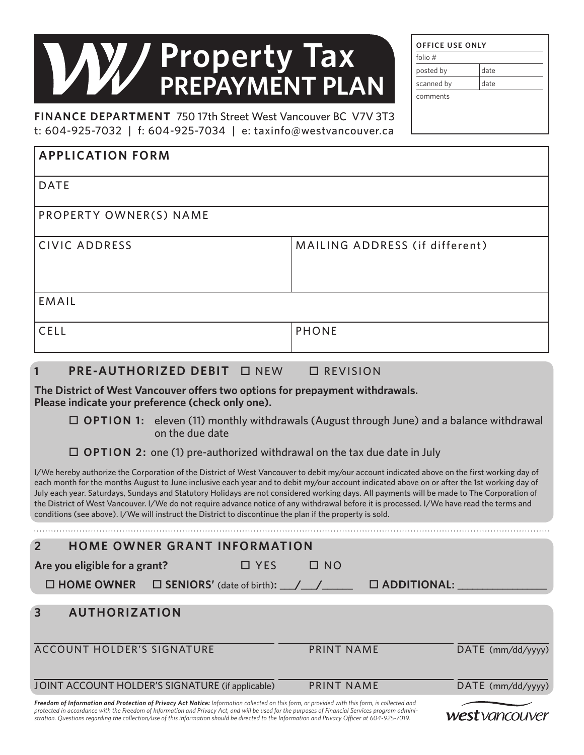# Property Tax PREPAYMENT PLAN

**FINANCE DEPARTMENT** 750 17th Street West Vancouver BC V7V 3T3
t: 604-925-7032 | f: 604-925-7034 | e: taxinfo@westvancouver.ca

| OFFICE USE ONLY | |
|---|---|
| folio # | |
| posted by | date |
| scanned by | date |
| comments | |

## APPLICATION FORM

| | |
|---|---|
| DATE | |
| PROPERTY OWNER(S) NAME | |
| CIVIC ADDRESS | MAILING ADDRESS (if different) |
| EMAIL | |
| CELL | PHONE |

## 1 PRE-AUTHORIZED DEBIT ☐ NEW ☐ REVISION

**The District of West Vancouver offers two options for prepayment withdrawals. Please indicate your preference (check only one).**

☐ **OPTION 1:** eleven (11) monthly withdrawals (August through June) and a balance withdrawal on the due date

☐ **OPTION 2:** one (1) pre-authorized withdrawal on the tax due date in July

I/We hereby authorize the Corporation of the District of West Vancouver to debit my/our account indicated above on the first working day of each month for the months August to June inclusive each year and to debit my/our account indicated above on or after the 1st working day of July each year. Saturdays, Sundays and Statutory Holidays are not considered working days. All payments will be made to The Corporation of the District of West Vancouver. I/We do not require advance notice of any withdrawal before it is processed. I/We have read the terms and conditions (see above). I/We will instruct the District to discontinue the plan if the property is sold.

## 2 HOME OWNER GRANT INFORMATION

**Are you eligible for a grant?** ☐ YES ☐ NO

☐ **HOME OWNER** ☐ **SENIORS'** (date of birth)**:** ___/___/_____ ☐ **ADDITIONAL:** _______________

## 3 AUTHORIZATION

| ACCOUNT HOLDER'S SIGNATURE | PRINT NAME | DATE (mm/dd/yyyy) |
|---|---|---|
| JOINT ACCOUNT HOLDER'S SIGNATURE (if applicable) | PRINT NAME | DATE (mm/dd/yyyy) |

***Freedom of Information and Protection of Privacy Act Notice:*** *Information collected on this form, or provided with this form, is collected and protected in accordance with the Freedom of Information and Privacy Act, and will be used for the purposes of Financial Services program administration. Questions regarding the collection/use of this information should be directed to the Information and Privacy Officer at 604-925-7019.*

west vancouver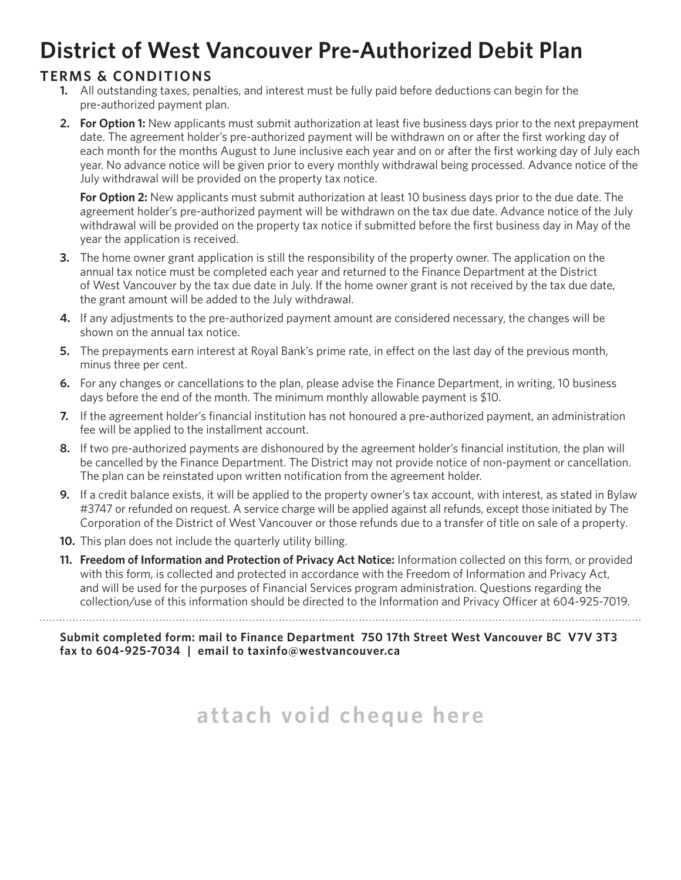# District of West Vancouver Pre-Authorized Debit Plan

## TERMS & CONDITIONS

1. All outstanding taxes, penalties, and interest must be fully paid before deductions can begin for the pre-authorized payment plan.
2. **For Option 1:** New applicants must submit authorization at least five business days prior to the next prepayment date. The agreement holder's pre-authorized payment will be withdrawn on or after the first working day of each month for the months August to June inclusive each year and on or after the first working day of July each year. No advance notice will be given prior to every monthly withdrawal being processed. Advance notice of the July withdrawal will be provided on the property tax notice.

   **For Option 2:** New applicants must submit authorization at least 10 business days prior to the due date. The agreement holder's pre-authorized payment will be withdrawn on the tax due date. Advance notice of the July withdrawal will be provided on the property tax notice if submitted before the first business day in May of the year the application is received.
3. The home owner grant application is still the responsibility of the property owner. The application on the annual tax notice must be completed each year and returned to the Finance Department at the District of West Vancouver by the tax due date in July. If the home owner grant is not received by the tax due date, the grant amount will be added to the July withdrawal.
4. If any adjustments to the pre-authorized payment amount are considered necessary, the changes will be shown on the annual tax notice.
5. The prepayments earn interest at Royal Bank's prime rate, in effect on the last day of the previous month, minus three per cent.
6. For any changes or cancellations to the plan, please advise the Finance Department, in writing, 10 business days before the end of the month. The minimum monthly allowable payment is $10.
7. If the agreement holder's financial institution has not honoured a pre-authorized payment, an administration fee will be applied to the installment account.
8. If two pre-authorized payments are dishonoured by the agreement holder's financial institution, the plan will be cancelled by the Finance Department. The District may not provide notice of non-payment or cancellation. The plan can be reinstated upon written notification from the agreement holder.
9. If a credit balance exists, it will be applied to the property owner's tax account, with interest, as stated in Bylaw #3747 or refunded on request. A service charge will be applied against all refunds, except those initiated by The Corporation of the District of West Vancouver or those refunds due to a transfer of title on sale of a property.
10. This plan does not include the quarterly utility billing.
11. **Freedom of Information and Protection of Privacy Act Notice:** Information collected on this form, or provided with this form, is collected and protected in accordance with the Freedom of Information and Privacy Act, and will be used for the purposes of Financial Services program administration. Questions regarding the collection/use of this information should be directed to the Information and Privacy Officer at 604-925-7019.

**Submit completed form: mail to Finance Department 750 17th Street West Vancouver BC V7V 3T3**
**fax to 604-925-7034 | email to taxinfo@westvancouver.ca**

attach void cheque here